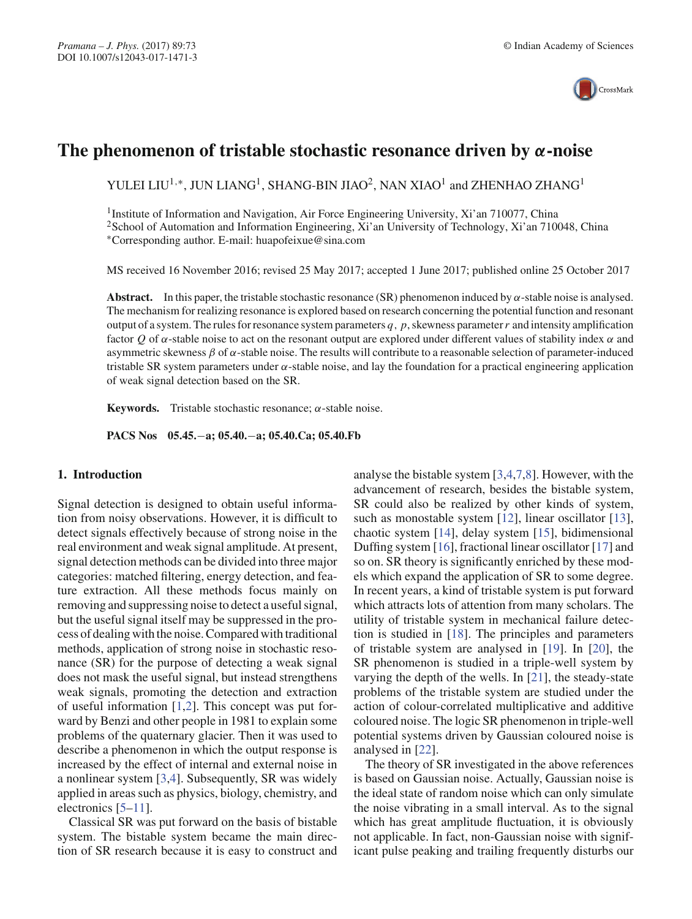# The phenomenon of tristable stochastic resonance driven by $\alpha$-noise

YULEI LIU[1,*], JUN LIANG[1], SHANG-BIN JIAO[2], NAN XIAO[1] and ZHENHAO ZHANG[1]

[1]Institute of Information and Navigation, Air Force Engineering University, Xi'an 710077, China
[2]School of Automation and Information Engineering, Xi'an University of Technology, Xi'an 710048, China
[*]Corresponding author. E-mail: huapofeixue@sina.com

MS received 16 November 2016; revised 25 May 2017; accepted 1 June 2017; published online 25 October 2017

**Abstract.** In this paper, the tristable stochastic resonance (SR) phenomenon induced by $\alpha$-stable noise is analysed. The mechanism for realizing resonance is explored based on research concerning the potential function and resonant output of a system. The rules for resonance system parameters $q$, $p$, skewness parameter $r$ and intensity amplification factor $Q$ of $\alpha$-stable noise to act on the resonant output are explored under different values of stability index $\alpha$ and asymmetric skewness $\beta$ of $\alpha$-stable noise. The results will contribute to a reasonable selection of parameter-induced tristable SR system parameters under $\alpha$-stable noise, and lay the foundation for a practical engineering application of weak signal detection based on the SR.

**Keywords.** Tristable stochastic resonance; $\alpha$-stable noise.

**PACS Nos** 05.45.−a; 05.40.−a; 05.40.Ca; 05.40.Fb

## 1. Introduction

Signal detection is designed to obtain useful information from noisy observations. However, it is difficult to detect signals effectively because of strong noise in the real environment and weak signal amplitude. At present, signal detection methods can be divided into three major categories: matched filtering, energy detection, and feature extraction. All these methods focus mainly on removing and suppressing noise to detect a useful signal, but the useful signal itself may be suppressed in the process of dealing with the noise. Compared with traditional methods, application of strong noise in stochastic resonance (SR) for the purpose of detecting a weak signal does not mask the useful signal, but instead strengthens weak signals, promoting the detection and extraction of useful information [1,2]. This concept was put forward by Benzi and other people in 1981 to explain some problems of the quaternary glacier. Then it was used to describe a phenomenon in which the output response is increased by the effect of internal and external noise in a nonlinear system [3,4]. Subsequently, SR was widely applied in areas such as physics, biology, chemistry, and electronics [5–11].

Classical SR was put forward on the basis of bistable system. The bistable system became the main direction of SR research because it is easy to construct and analyse the bistable system [3,4,7,8]. However, with the advancement of research, besides the bistable system, SR could also be realized by other kinds of system, such as monostable system [12], linear oscillator [13], chaotic system [14], delay system [15], bidimensional Duffing system [16], fractional linear oscillator [17] and so on. SR theory is significantly enriched by these models which expand the application of SR to some degree. In recent years, a kind of tristable system is put forward which attracts lots of attention from many scholars. The utility of tristable system in mechanical failure detection is studied in [18]. The principles and parameters of tristable system are analysed in [19]. In [20], the SR phenomenon is studied in a triple-well system by varying the depth of the wells. In [21], the steady-state problems of the tristable system are studied under the action of colour-correlated multiplicative and additive coloured noise. The logic SR phenomenon in triple-well potential systems driven by Gaussian coloured noise is analysed in [22].

The theory of SR investigated in the above references is based on Gaussian noise. Actually, Gaussian noise is the ideal state of random noise which can only simulate the noise vibrating in a small interval. As to the signal which has great amplitude fluctuation, it is obviously not applicable. In fact, non-Gaussian noise with significant pulse peaking and trailing frequently disturbs our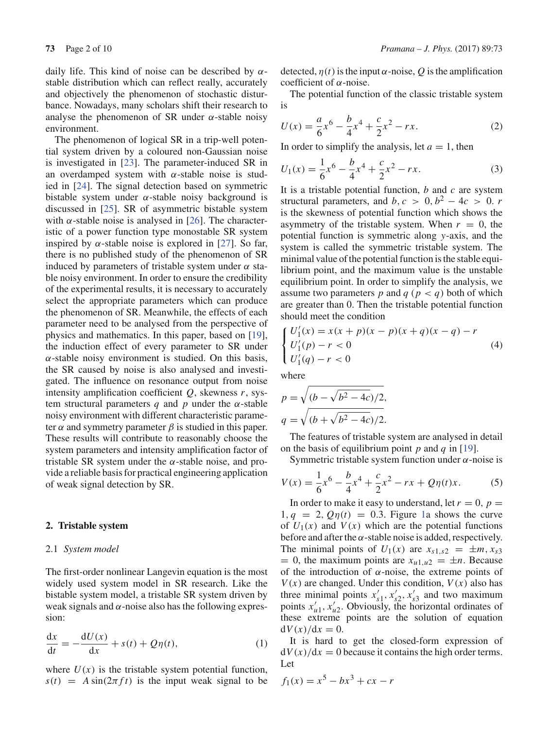daily life. This kind of noise can be described by $\alpha$-stable distribution which can reflect really, accurately and objectively the phenomenon of stochastic disturbance. Nowadays, many scholars shift their research to analyse the phenomenon of SR under $\alpha$-stable noisy environment.

The phenomenon of logical SR in a trip-well potential system driven by a coloured non-Gaussian noise is investigated in [23]. The parameter-induced SR in an overdamped system with $\alpha$-stable noise is studied in [24]. The signal detection based on symmetric bistable system under $\alpha$-stable noisy background is discussed in [25]. SR of asymmetric bistable system with $\alpha$-stable noise is analysed in [26]. The characteristic of a power function type monostable SR system inspired by $\alpha$-stable noise is explored in [27]. So far, there is no published study of the phenomenon of SR induced by parameters of tristable system under $\alpha$ stable noisy environment. In order to ensure the credibility of the experimental results, it is necessary to accurately select the appropriate parameters which can produce the phenomenon of SR. Meanwhile, the effects of each parameter need to be analysed from the perspective of physics and mathematics. In this paper, based on [19], the induction effect of every parameter to SR under $\alpha$-stable noisy environment is studied. On this basis, the SR caused by noise is also analysed and investigated. The influence on resonance output from noise intensity amplification coefficient $Q$, skewness $r$, system structural parameters $q$ and $p$ under the $\alpha$-stable noisy environment with different characteristic parameter $\alpha$ and symmetry parameter $\beta$ is studied in this paper. These results will contribute to reasonably choose the system parameters and intensity amplification factor of tristable SR system under the $\alpha$-stable noise, and provide a reliable basis for practical engineering application of weak signal detection by SR.

## 2. Tristable system

### 2.1 *System model*

The first-order nonlinear Langevin equation is the most widely used system model in SR research. Like the bistable system model, a tristable SR system driven by weak signals and $\alpha$-noise also has the following expression:

$$\frac{\mathrm{d}x}{\mathrm{d}t} = -\frac{\mathrm{d}U(x)}{\mathrm{d}x} + s(t) + Q\eta(t), \tag{1}$$

where $U(x)$ is the tristable system potential function, $s(t) = A\sin(2\pi f t)$ is the input weak signal to be detected, $\eta(t)$ is the input $\alpha$-noise, $Q$ is the amplification coefficient of $\alpha$-noise.

The potential function of the classic tristable system is

$$U(x) = \frac{a}{6}x^6 - \frac{b}{4}x^4 + \frac{c}{2}x^2 - rx. \tag{2}$$

In order to simplify the analysis, let $a = 1$, then

$$U_1(x) = \frac{1}{6}x^6 - \frac{b}{4}x^4 + \frac{c}{2}x^2 - rx. \tag{3}$$

It is a tristable potential function, $b$ and $c$ are system structural parameters, and $b, c > 0$, $b^2 - 4c > 0$. $r$ is the skewness of potential function which shows the asymmetry of the tristable system. When $r = 0$, the potential function is symmetric along $y$-axis, and the system is called the symmetric tristable system. The minimal value of the potential function is the stable equilibrium point, and the maximum value is the unstable equilibrium point. In order to simplify the analysis, we assume two parameters $p$ and $q$ ($p < q$) both of which are greater than 0. Then the tristable potential function should meet the condition

$$\begin{cases} U_1'(x) = x(x+p)(x-p)(x+q)(x-q) - r \\ U_1'(p) - r < 0 \\ U_1'(q) - r < 0 \end{cases} \tag{4}$$

where

$$p = \sqrt{(b - \sqrt{b^2 - 4c})/2},$$
$$q = \sqrt{(b + \sqrt{b^2 - 4c})/2}.$$

The features of tristable system are analysed in detail on the basis of equilibrium point $p$ and $q$ in [19].

Symmetric tristable system function under $\alpha$-noise is

$$V(x) = \frac{1}{6}x^6 - \frac{b}{4}x^4 + \frac{c}{2}x^2 - rx + Q\eta(t)x. \tag{5}$$

In order to make it easy to understand, let $r = 0$, $p = 1$, $q = 2$, $Q\eta(t) = 0.3$. Figure 1a shows the curve of $U_1(x)$ and $V(x)$ which are the potential functions before and after the $\alpha$-stable noise is added, respectively. The minimal points of $U_1(x)$ are $x_{s1,s2} = \pm m$, $x_{s3} = 0$, the maximum points are $x_{u1,u2} = \pm n$. Because of the introduction of $\alpha$-noise, the extreme points of $V(x)$ are changed. Under this condition, $V(x)$ also has three minimal points $x'_{s1}, x'_{s2}, x'_{s3}$ and two maximum points $x'_{u1}, x'_{u2}$. Obviously, the horizontal ordinates of these extreme points are the solution of equation $\mathrm{d}V(x)/\mathrm{d}x = 0$.

It is hard to get the closed-form expression of $\mathrm{d}V(x)/\mathrm{d}x = 0$ because it contains the high order terms. Let

$$f_1(x) = x^5 - bx^3 + cx - r$$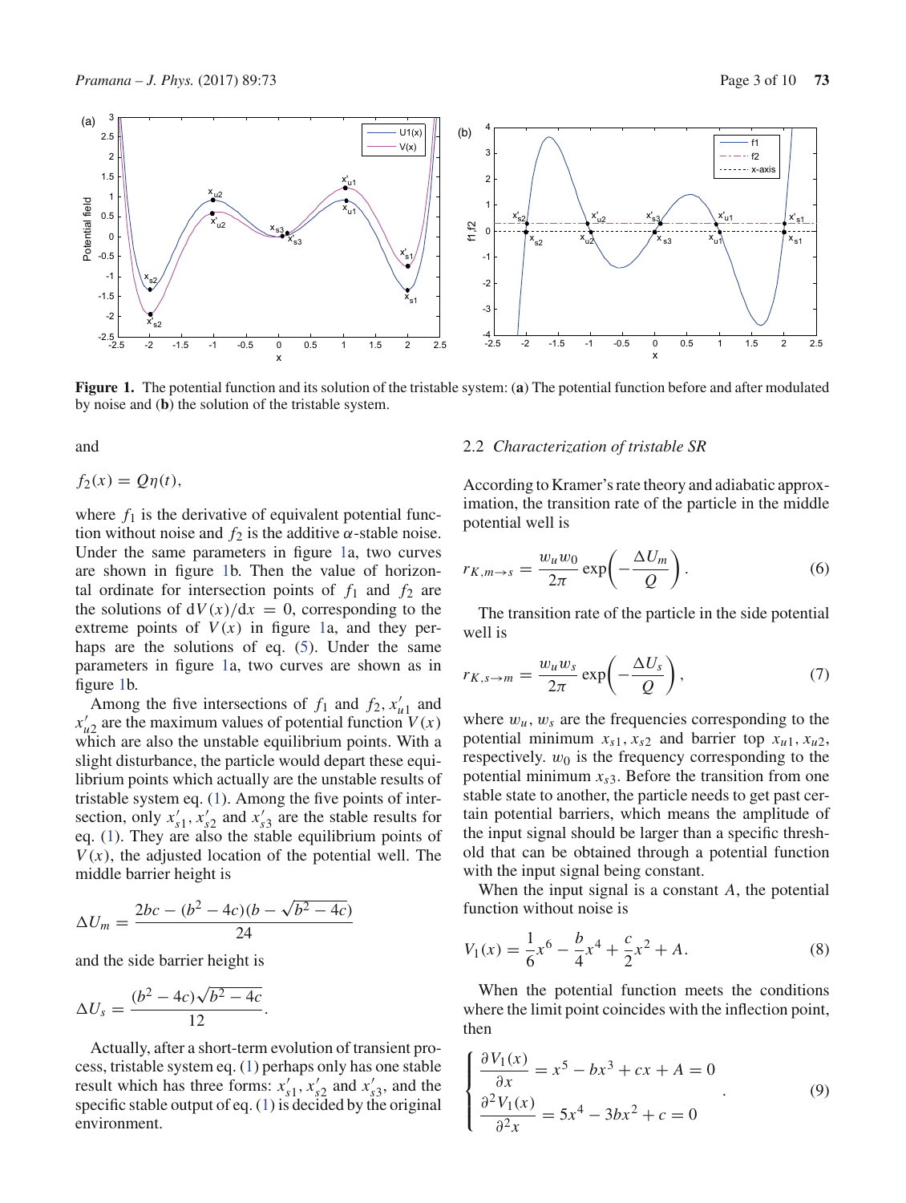**Figure 1.** The potential function and its solution of the tristable system: (**a**) The potential function before and after modulated by noise and (**b**) the solution of the tristable system.

and

$$f_2(x) = Q\eta(t),$$

where $f_1$ is the derivative of equivalent potential function without noise and $f_2$ is the additive $\alpha$-stable noise. Under the same parameters in figure 1a, two curves are shown in figure 1b. Then the value of horizontal ordinate for intersection points of $f_1$ and $f_2$ are the solutions of $\mathrm{d}V(x)/\mathrm{d}x = 0$, corresponding to the extreme points of $V(x)$ in figure 1a, and they perhaps are the solutions of eq. (5). Under the same parameters in figure 1a, two curves are shown as in figure 1b.

Among the five intersections of $f_1$ and $f_2$, $x'_{u1}$ and $x'_{u2}$ are the maximum values of potential function $V(x)$ which are also the unstable equilibrium points. With a slight disturbance, the particle would depart these equilibrium points which actually are the unstable results of tristable system eq. (1). Among the five points of intersection, only $x'_{s1}$, $x'_{s2}$ and $x'_{s3}$ are the stable results for eq. (1). They are also the stable equilibrium points of $V(x)$, the adjusted location of the potential well. The middle barrier height is

$$\Delta U_m = \frac{2bc - (b^2 - 4c)(b - \sqrt{b^2 - 4c})}{24}$$

and the side barrier height is

$$\Delta U_s = \frac{(b^2 - 4c)\sqrt{b^2 - 4c}}{12}.$$

Actually, after a short-term evolution of transient process, tristable system eq. (1) perhaps only has one stable result which has three forms: $x'_{s1}$, $x'_{s2}$ and $x'_{s3}$, and the specific stable output of eq. (1) is decided by the original environment.

### 2.2 *Characterization of tristable SR*

According to Kramer's rate theory and adiabatic approximation, the transition rate of the particle in the middle potential well is

$$r_{K,m\to s} = \frac{w_u w_0}{2\pi} \exp\left(-\frac{\Delta U_m}{Q}\right). \tag{6}$$

The transition rate of the particle in the side potential well is

$$r_{K,s\to m} = \frac{w_u w_s}{2\pi} \exp\left(-\frac{\Delta U_s}{Q}\right), \tag{7}$$

where $w_u$, $w_s$ are the frequencies corresponding to the potential minimum $x_{s1}$, $x_{s2}$ and barrier top $x_{u1}$, $x_{u2}$, respectively. $w_0$ is the frequency corresponding to the potential minimum $x_{s3}$. Before the transition from one stable state to another, the particle needs to get past certain potential barriers, which means the amplitude of the input signal should be larger than a specific threshold that can be obtained through a potential function with the input signal being constant.

When the input signal is a constant $A$, the potential function without noise is

$$V_1(x) = \frac{1}{6}x^6 - \frac{b}{4}x^4 + \frac{c}{2}x^2 + A. \tag{8}$$

When the potential function meets the conditions where the limit point coincides with the inflection point, then

$$\begin{cases} \dfrac{\partial V_1(x)}{\partial x} = x^5 - bx^3 + cx + A = 0 \\ \dfrac{\partial^2 V_1(x)}{\partial^2 x} = 5x^4 - 3bx^2 + c = 0 \end{cases}. \tag{9}$$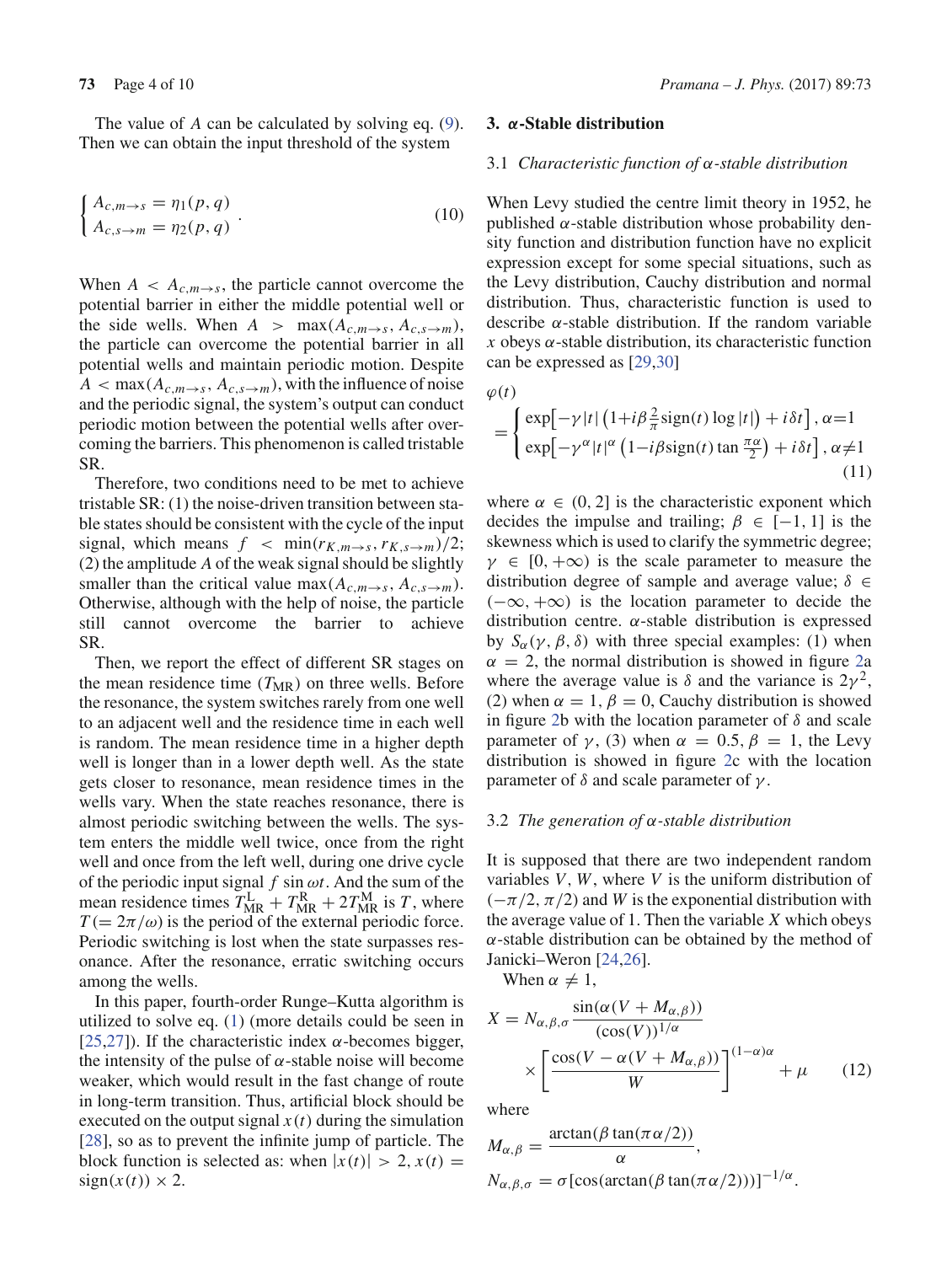The value of $A$ can be calculated by solving eq. (9). Then we can obtain the input threshold of the system

$$\begin{cases} A_{c,m\to s} = \eta_1(p,q) \\ A_{c,s\to m} = \eta_2(p,q) \end{cases}. \tag{10}$$

When $A < A_{c,m\to s}$, the particle cannot overcome the potential barrier in either the middle potential well or the side wells. When $A > \max(A_{c,m\to s}, A_{c,s\to m})$, the particle can overcome the potential barrier in all potential wells and maintain periodic motion. Despite $A < \max(A_{c,m\to s}, A_{c,s\to m})$, with the influence of noise and the periodic signal, the system's output can conduct periodic motion between the potential wells after overcoming the barriers. This phenomenon is called tristable SR.

Therefore, two conditions need to be met to achieve tristable SR: (1) the noise-driven transition between stable states should be consistent with the cycle of the input signal, which means $f < \min(r_{K,m\to s}, r_{K,s\to m})/2$; (2) the amplitude $A$ of the weak signal should be slightly smaller than the critical value $\max(A_{c,m\to s}, A_{c,s\to m})$. Otherwise, although with the help of noise, the particle still cannot overcome the barrier to achieve SR.

Then, we report the effect of different SR stages on the mean residence time ($T_{\mathrm{MR}}$) on three wells. Before the resonance, the system switches rarely from one well to an adjacent well and the residence time in each well is random. The mean residence time in a higher depth well is longer than in a lower depth well. As the state gets closer to resonance, mean residence times in the wells vary. When the state reaches resonance, there is almost periodic switching between the wells. The system enters the middle well twice, once from the right well and once from the left well, during one drive cycle of the periodic input signal $f \sin \omega t$. And the sum of the mean residence times $T_{\mathrm{MR}}^{\mathrm{L}} + T_{\mathrm{MR}}^{\mathrm{R}} + 2T_{\mathrm{MR}}^{\mathrm{M}}$ is $T$, where $T(= 2\pi/\omega)$ is the period of the external periodic force. Periodic switching is lost when the state surpasses resonance. After the resonance, erratic switching occurs among the wells.

In this paper, fourth-order Runge–Kutta algorithm is utilized to solve eq. (1) (more details could be seen in [25,27]). If the characteristic index $\alpha$-becomes bigger, the intensity of the pulse of $\alpha$-stable noise will become weaker, which would result in the fast change of route in long-term transition. Thus, artificial block should be executed on the output signal $x(t)$ during the simulation [28], so as to prevent the infinite jump of particle. The block function is selected as: when $|x(t)| > 2$, $x(t) = \mathrm{sign}(x(t)) \times 2$.

## 3. $\alpha$-Stable distribution

### 3.1 *Characteristic function of $\alpha$-stable distribution*

When Levy studied the centre limit theory in 1952, he published $\alpha$-stable distribution whose probability density function and distribution function have no explicit expression except for some special situations, such as the Levy distribution, Cauchy distribution and normal distribution. Thus, characteristic function is used to describe $\alpha$-stable distribution. If the random variable $x$ obeys $\alpha$-stable distribution, its characteristic function can be expressed as [29,30]

$$\varphi(t) = \begin{cases} \exp\left[-\gamma|t|\left(1+i\beta\frac{2}{\pi}\mathrm{sign}(t)\log|t|\right)+i\delta t\right], \alpha=1 \\ \exp\left[-\gamma^{\alpha}|t|^{\alpha}\left(1-i\beta\,\mathrm{sign}(t)\tan\frac{\pi\alpha}{2}\right)+i\delta t\right], \alpha\neq 1 \end{cases} \tag{11}$$

where $\alpha \in (0, 2]$ is the characteristic exponent which decides the impulse and trailing; $\beta \in [-1, 1]$ is the skewness which is used to clarify the symmetric degree; $\gamma \in [0, +\infty)$ is the scale parameter to measure the distribution degree of sample and average value; $\delta \in (-\infty, +\infty)$ is the location parameter to decide the distribution centre. $\alpha$-stable distribution is expressed by $S_\alpha(\gamma, \beta, \delta)$ with three special examples: (1) when $\alpha = 2$, the normal distribution is showed in figure 2a where the average value is $\delta$ and the variance is $2\gamma^2$, (2) when $\alpha = 1$, $\beta = 0$, Cauchy distribution is showed in figure 2b with the location parameter of $\delta$ and scale parameter of $\gamma$, (3) when $\alpha = 0.5$, $\beta = 1$, the Levy distribution is showed in figure 2c with the location parameter of $\delta$ and scale parameter of $\gamma$.

### 3.2 *The generation of $\alpha$-stable distribution*

It is supposed that there are two independent random variables $V$, $W$, where $V$ is the uniform distribution of $(-\pi/2, \pi/2)$ and $W$ is the exponential distribution with the average value of 1. Then the variable $X$ which obeys $\alpha$-stable distribution can be obtained by the method of Janicki–Weron [24,26].

When $\alpha \neq 1$,

$$X = N_{\alpha,\beta,\sigma}\frac{\sin(\alpha(V+M_{\alpha,\beta}))}{(\cos(V))^{1/\alpha}} \times \left[\frac{\cos(V-\alpha(V+M_{\alpha,\beta}))}{W}\right]^{(1-\alpha)\alpha} + \mu \tag{12}$$

where

$$M_{\alpha,\beta} = \frac{\arctan(\beta\tan(\pi\alpha/2))}{\alpha},$$

$$N_{\alpha,\beta,\sigma} = \sigma[\cos(\arctan(\beta\tan(\pi\alpha/2)))]^{-1/\alpha}.$$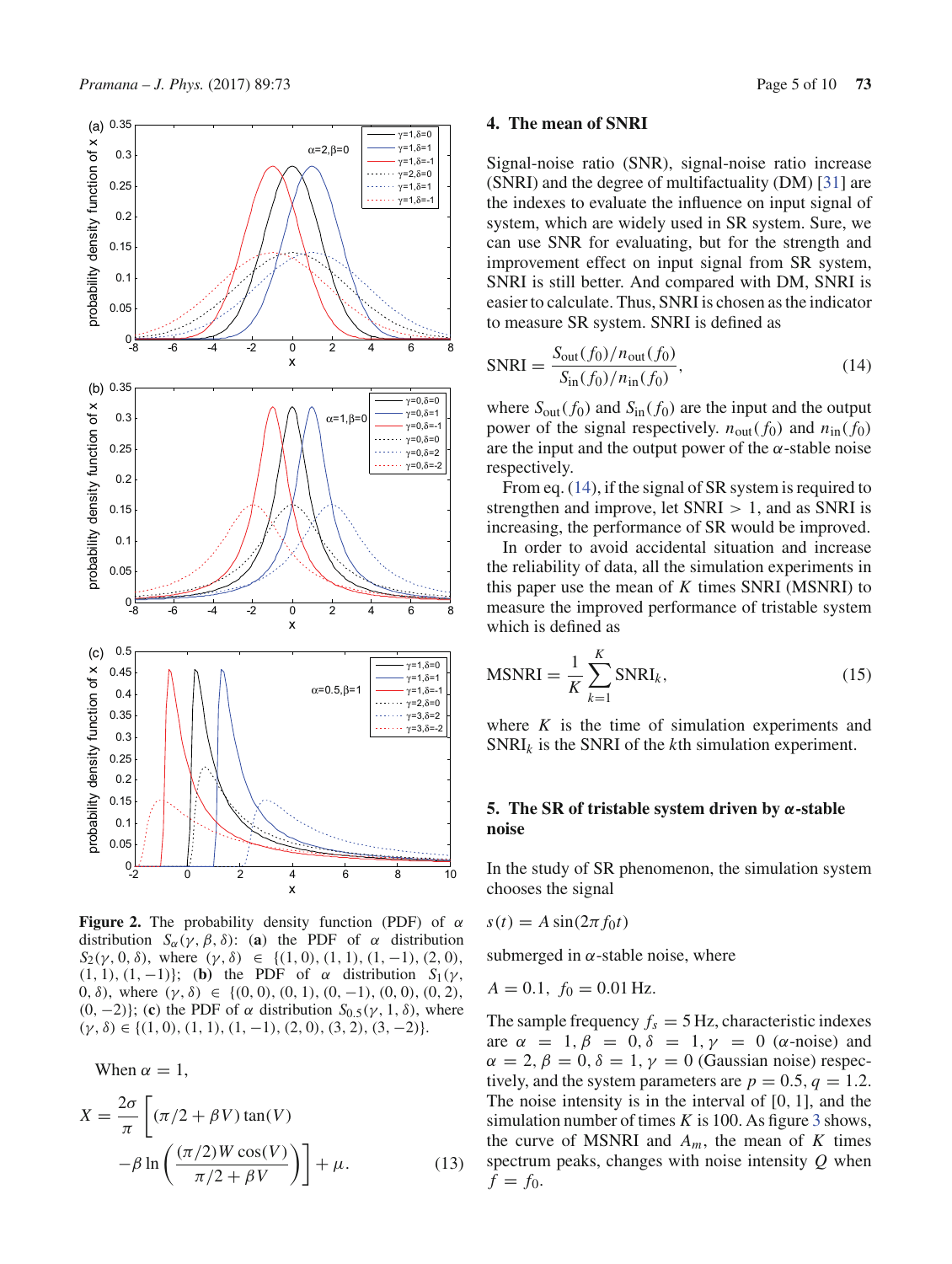**Figure 2.** The probability density function (PDF) of $\alpha$ distribution $S_\alpha(\gamma, \beta, \delta)$: (**a**) the PDF of $\alpha$ distribution $S_2(\gamma, 0, \delta)$, where $(\gamma, \delta) \in \{(1, 0), (1, 1), (1, -1), (2, 0), (1, 1), (1, -1)\}$; (**b**) the PDF of $\alpha$ distribution $S_1(\gamma, 0, \delta)$, where $(\gamma, \delta) \in \{(0, 0), (0, 1), (0, -1), (0, 0), (0, 2), (0, -2)\}$; (**c**) the PDF of $\alpha$ distribution $S_{0.5}(\gamma, 1, \delta)$, where $(\gamma, \delta) \in \{(1, 0), (1, 1), (1, -1), (2, 0), (3, 2), (3, -2)\}$.

When $\alpha = 1$,

$$X = \frac{2\sigma}{\pi}\left[(\pi/2 + \beta V)\tan(V) - \beta \ln\left(\frac{(\pi/2)W\cos(V)}{\pi/2 + \beta V}\right)\right] + \mu. \tag{13}$$

## 4. The mean of SNRI

Signal-noise ratio (SNR), signal-noise ratio increase (SNRI) and the degree of multifactuality (DM) [31] are the indexes to evaluate the influence on input signal of system, which are widely used in SR system. Sure, we can use SNR for evaluating, but for the strength and improvement effect on input signal from SR system, SNRI is still better. And compared with DM, SNRI is easier to calculate. Thus, SNRI is chosen as the indicator to measure SR system. SNRI is defined as

$$\text{SNRI} = \frac{S_{\text{out}}(f_0)/n_{\text{out}}(f_0)}{S_{\text{in}}(f_0)/n_{\text{in}}(f_0)}, \tag{14}$$

where $S_{\text{out}}(f_0)$ and $S_{\text{in}}(f_0)$ are the input and the output power of the signal respectively. $n_{\text{out}}(f_0)$ and $n_{\text{in}}(f_0)$ are the input and the output power of the $\alpha$-stable noise respectively.

From eq. (14), if the signal of SR system is required to strengthen and improve, let SNRI $> 1$, and as SNRI is increasing, the performance of SR would be improved.

In order to avoid accidental situation and increase the reliability of data, all the simulation experiments in this paper use the mean of $K$ times SNRI (MSNRI) to measure the improved performance of tristable system which is defined as

$$\text{MSNRI} = \frac{1}{K}\sum_{k=1}^{K} \text{SNRI}_k, \tag{15}$$

where $K$ is the time of simulation experiments and $\text{SNRI}_k$ is the SNR of the $k$th simulation experiment.

## 5. The SR of tristable system driven by $\alpha$-stable noise

In the study of SR phenomenon, the simulation system chooses the signal

$s(t) = A\sin(2\pi f_0 t)$

submerged in $\alpha$-stable noise, where

$A = 0.1, \ f_0 = 0.01$ Hz.

The sample frequency $f_s = 5$ Hz, characteristic indexes are $\alpha = 1, \beta = 0, \delta = 1, \gamma = 0$ ($\alpha$-noise) and $\alpha = 2, \beta = 0, \delta = 1, \gamma = 0$ (Gaussian noise) respectively, and the system parameters are $p = 0.5, q = 1.2$. The noise intensity is in the interval of [0, 1], and the simulation number of times $K$ is 100. As figure 3 shows, the curve of MSNRI and $A_m$, the mean of $K$ times spectrum peaks, changes with noise intensity $Q$ when $f = f_0$.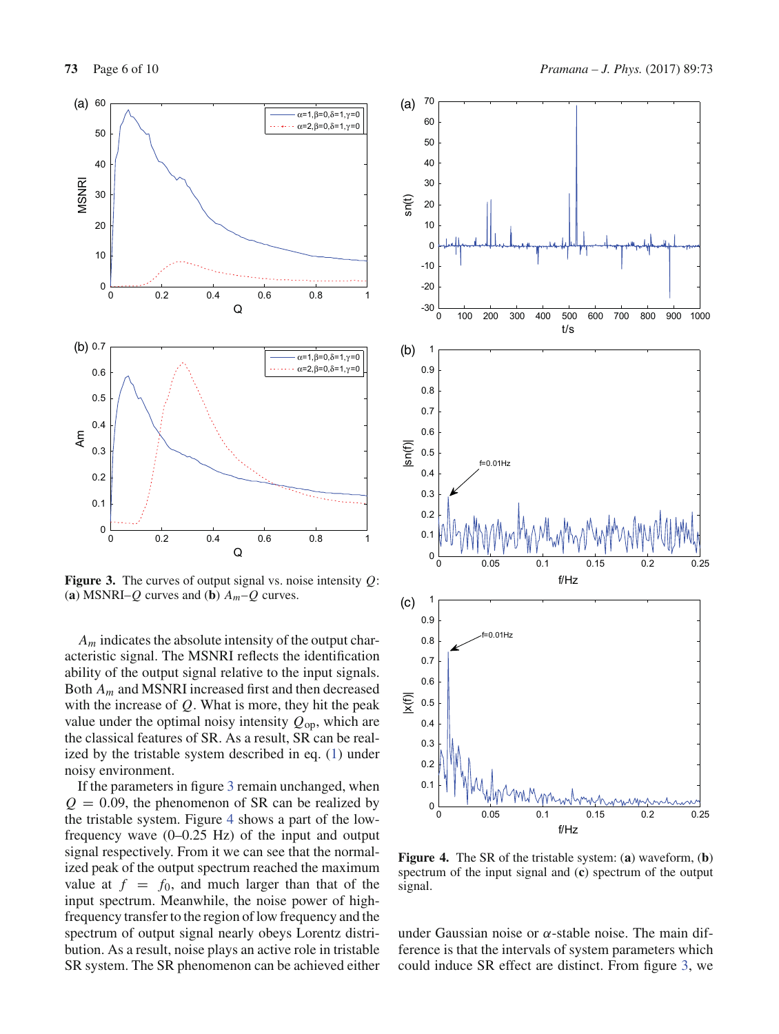**Figure 3.** The curves of output signal vs. noise intensity $Q$: (**a**) MSNRI–$Q$ curves and (**b**) $A_m$–$Q$ curves.

$A_m$ indicates the absolute intensity of the output characteristic signal. The MSNRI reflects the identification ability of the output signal relative to the input signals. Both $A_m$ and MSNRI increased first and then decreased with the increase of $Q$. What is more, they hit the peak value under the optimal noisy intensity $Q_{\text{op}}$, which are the classical features of SR. As a result, SR can be realized by the tristable system described in eq. (1) under noisy environment.

If the parameters in figure 3 remain unchanged, when $Q = 0.09$, the phenomenon of SR can be realized by the tristable system. Figure 4 shows a part of the low-frequency wave (0–0.25 Hz) of the input and output signal respectively. From it we can see that the normalized peak of the output spectrum reached the maximum value at $f = f_0$, and much larger than that of the input spectrum. Meanwhile, the noise power of high-frequency transfer to the region of low frequency and the spectrum of output signal nearly obeys Lorentz distribution. As a result, noise plays an active role in tristable SR system. The SR phenomenon can be achieved either under Gaussian noise or $\alpha$-stable noise. The main difference is that the intervals of system parameters which could induce SR effect are distinct. From figure 3, we

**Figure 4.** The SR of the tristable system: (**a**) waveform, (**b**) spectrum of the input signal and (**c**) spectrum of the output signal.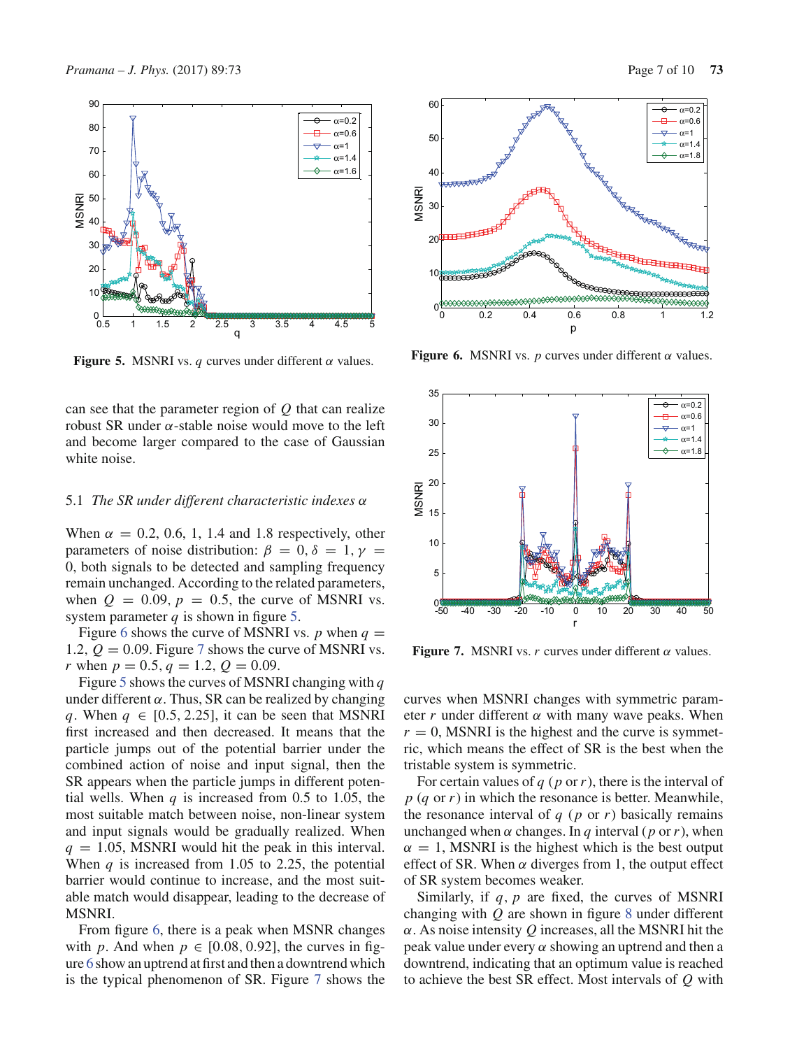Figure 5. MSNRI vs. $q$ curves under different $\alpha$ values.

Figure 6. MSNRI vs. $p$ curves under different $\alpha$ values.

Figure 7. MSNRI vs. $r$ curves under different $\alpha$ values.

can see that the parameter region of $Q$ that can realize robust SR under $\alpha$-stable noise would move to the left and become larger compared to the case of Gaussian white noise.

### 5.1 *The SR under different characteristic indexes $\alpha$*

When $\alpha = 0.2$, 0.6, 1, 1.4 and 1.8 respectively, other parameters of noise distribution: $\beta = 0, \delta = 1, \gamma = 0$, both signals to be detected and sampling frequency remain unchanged. According to the related parameters, when $Q = 0.09$, $p = 0.5$, the curve of MSNRI vs. system parameter $q$ is shown in figure 5.

Figure 6 shows the curve of MSNRI vs. $p$ when $q = 1.2$, $Q = 0.09$. Figure 7 shows the curve of MSNRI vs. $r$ when $p = 0.5$, $q = 1.2$, $Q = 0.09$.

Figure 5 shows the curves of MSNRI changing with $q$ under different $\alpha$. Thus, SR can be realized by changing $q$. When $q \in [0.5, 2.25]$, it can be seen that MSNRI first increased and then decreased. It means that the particle jumps out of the potential barrier under the combined action of noise and input signal, then the SR appears when the particle jumps in different potential wells. When $q$ is increased from 0.5 to 1.05, the most suitable match between noise, non-linear system and input signals would be gradually realized. When $q = 1.05$, MSNRI would hit the peak in this interval. When $q$ is increased from 1.05 to 2.25, the potential barrier would continue to increase, and the most suitable match would disappear, leading to the decrease of MSNRI.

From figure 6, there is a peak when MSNR changes with $p$. And when $p \in [0.08, 0.92]$, the curves in figure 6 show an uptrend at first and then a downtrend which is the typical phenomenon of SR. Figure 7 shows the curves when MSNRI changes with symmetric parameter $r$ under different $\alpha$ with many wave peaks. When $r = 0$, MSNRI is the highest and the curve is symmetric, which means the effect of SR is the best when the tristable system is symmetric.

For certain values of $q$ ($p$ or $r$), there is the interval of $p$ ($q$ or $r$) in which the resonance is better. Meanwhile, the resonance interval of $q$ ($p$ or $r$) basically remains unchanged when $\alpha$ changes. In $q$ interval ($p$ or $r$), when $\alpha = 1$, MSNRI is the highest which is the best output effect of SR. When $\alpha$ diverges from 1, the output effect of SR system becomes weaker.

Similarly, if $q$, $p$ are fixed, the curves of MSNRI changing with $Q$ are shown in figure 8 under different $\alpha$. As noise intensity $Q$ increases, all the MSNRI hit the peak value under every $\alpha$ showing an uptrend and then a downtrend, indicating that an optimum value is reached to achieve the best SR effect. Most intervals of $Q$ with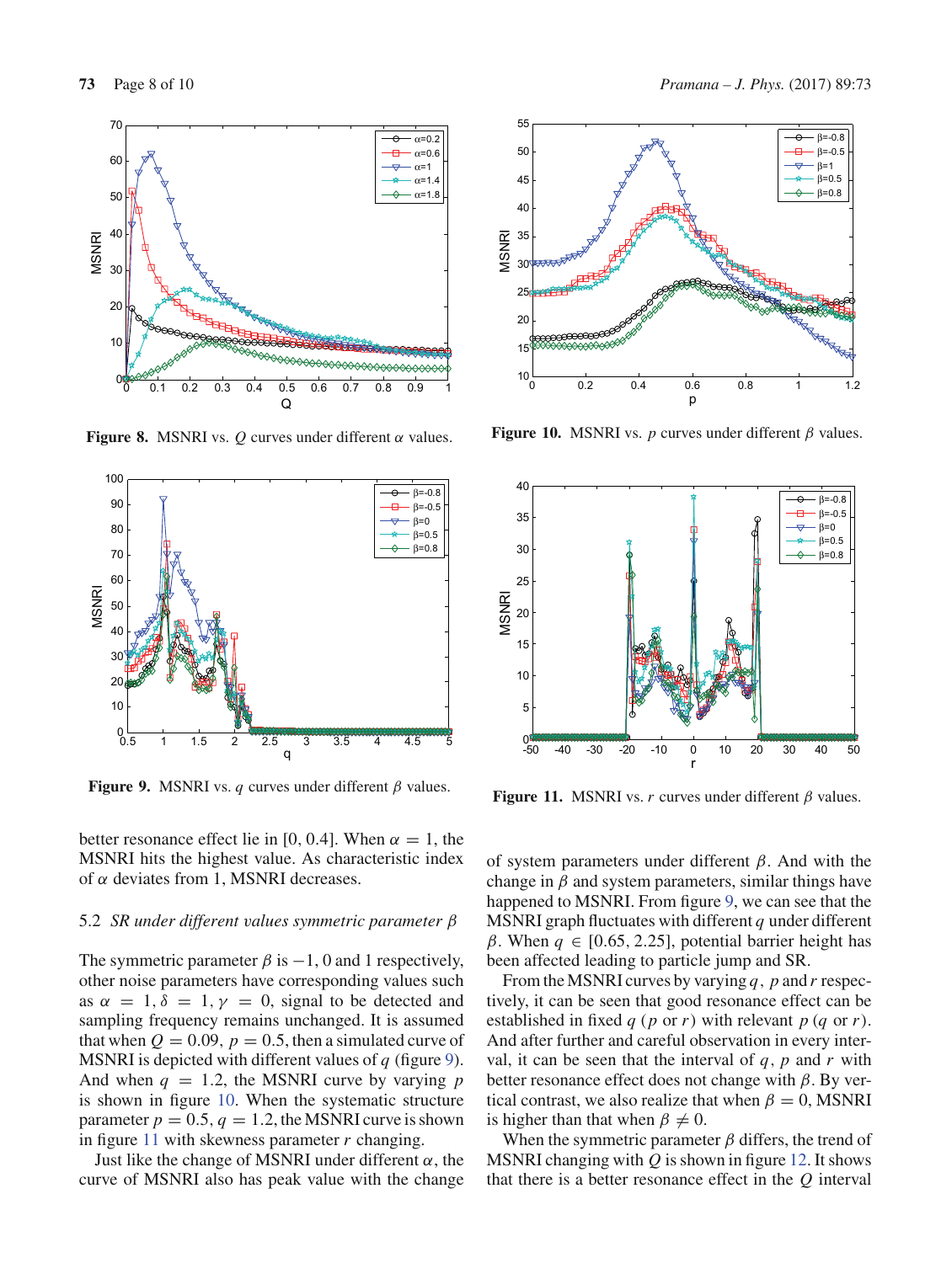Figure 8. MSNRI vs. $Q$ curves under different $\alpha$ values.

Figure 10. MSNRI vs. $p$ curves under different $\beta$ values.

Figure 9. MSNRI vs. $q$ curves under different $\beta$ values.

Figure 11. MSNRI vs. $r$ curves under different $\beta$ values.

better resonance effect lie in [0, 0.4]. When $\alpha = 1$, the MSNRI hits the highest value. As characteristic index of $\alpha$ deviates from 1, MSNRI decreases.

### 5.2 *SR under different values symmetric parameter* $\beta$

The symmetric parameter $\beta$ is $-1$, 0 and 1 respectively, other noise parameters have corresponding values such as $\alpha = 1, \delta = 1, \gamma = 0$, signal to be detected and sampling frequency remains unchanged. It is assumed that when $Q = 0.09$, $p = 0.5$, then a simulated curve of MSNRI is depicted with different values of $q$ (figure 9). And when $q = 1.2$, the MSNRI curve by varying $p$ is shown in figure 10. When the systematic structure parameter $p = 0.5$, $q = 1.2$, the MSNRI curve is shown in figure 11 with skewness parameter $r$ changing.

Just like the change of MSNRI under different $\alpha$, the curve of MSNRI also has peak value with the change of system parameters under different $\beta$. And with the change in $\beta$ and system parameters, similar things have happened to MSNRI. From figure 9, we can see that the MSNRI graph fluctuates with different $q$ under different $\beta$. When $q \in [0.65, 2.25]$, potential barrier height has been affected leading to particle jump and SR.

From the MSNRI curves by varying $q$, $p$ and $r$ respectively, it can be seen that good resonance effect can be established in fixed $q$ ($p$ or $r$) with relevant $p$ ($q$ or $r$). And after further and careful observation in every interval, it can be seen that the interval of $q$, $p$ and $r$ with better resonance effect does not change with $\beta$. By vertical contrast, we also realize that when $\beta = 0$, MSNRI is higher than that when $\beta \neq 0$.

When the symmetric parameter $\beta$ differs, the trend of MSNRI changing with $Q$ is shown in figure 12. It shows that there is a better resonance effect in the $Q$ interval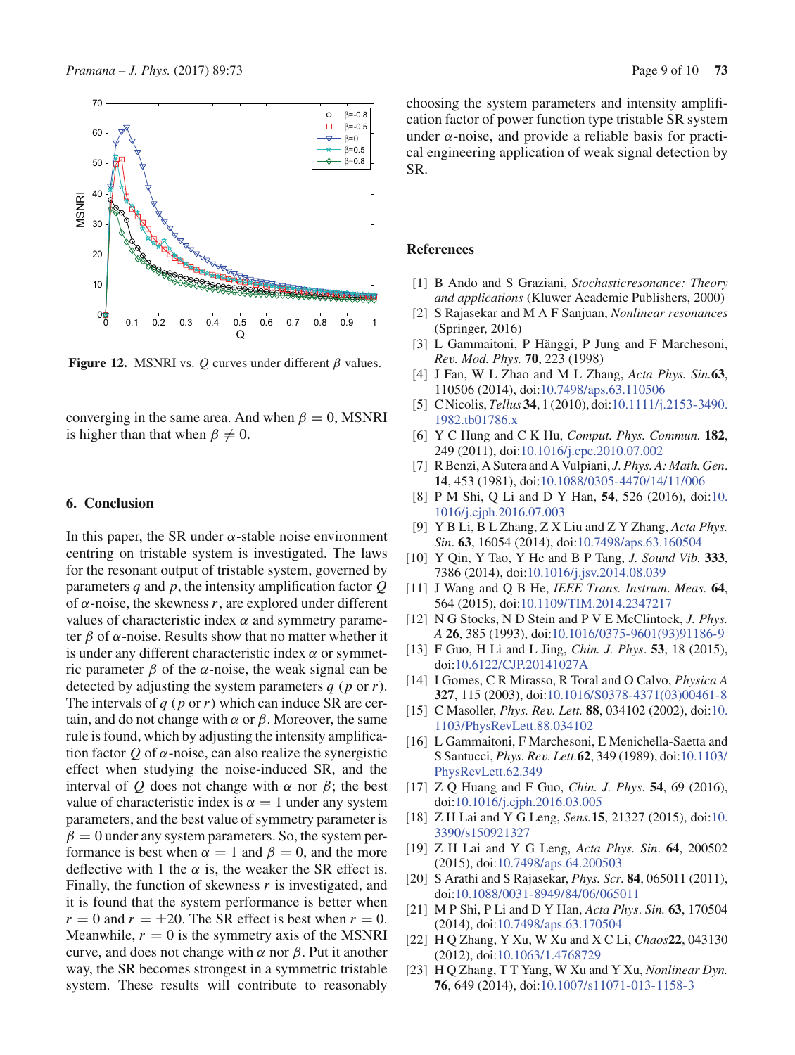Figure 12. MSNRI vs. $Q$ curves under different $\beta$ values.

converging in the same area. And when $\beta = 0$, MSNRI is higher than that when $\beta \neq 0$.

## 6. Conclusion

In this paper, the SR under $\alpha$-stable noise environment centring on tristable system is investigated. The laws for the resonant output of tristable system, governed by parameters $q$ and $p$, the intensity amplification factor $Q$ of $\alpha$-noise, the skewness $r$, are explored under different values of characteristic index $\alpha$ and symmetry parameter $\beta$ of $\alpha$-noise. Results show that no matter whether it is under any different characteristic index $\alpha$ or symmetric parameter $\beta$ of the $\alpha$-noise, the weak signal can be detected by adjusting the system parameters $q$ ($p$ or $r$). The intervals of $q$ ($p$ or $r$) which can induce SR are certain, and do not change with $\alpha$ or $\beta$. Moreover, the same rule is found, which by adjusting the intensity amplification factor $Q$ of $\alpha$-noise, can also realize the synergistic effect when studying the noise-induced SR, and the interval of $Q$ does not change with $\alpha$ nor $\beta$; the best value of characteristic index is $\alpha = 1$ under any system parameters, and the best value of symmetry parameter is $\beta = 0$ under any system parameters. So, the system performance is best when $\alpha = 1$ and $\beta = 0$, and the more deflective with 1 the $\alpha$ is, the weaker the SR effect is. Finally, the function of skewness $r$ is investigated, and it is found that the system performance is better when $r = 0$ and $r = \pm 20$. The SR effect is best when $r = 0$. Meanwhile, $r = 0$ is the symmetry axis of the MSNRI curve, and does not change with $\alpha$ nor $\beta$. Put it another way, the SR becomes strongest in a symmetric tristable system. These results will contribute to reasonably choosing the system parameters and intensity amplification factor of power function type tristable SR system under $\alpha$-noise, and provide a reliable basis for practical engineering application of weak signal detection by SR.

## References

[1] B Ando and S Graziani, *Stochasticresonance: Theory and applications* (Kluwer Academic Publishers, 2000)

[2] S Rajasekar and M A F Sanjuan, *Nonlinear resonances* (Springer, 2016)

[3] L Gammaitoni, P Hänggi, P Jung and F Marchesoni, *Rev. Mod. Phys.* **70**, 223 (1998)

[4] J Fan, W L Zhao and M L Zhang, *Acta Phys. Sin.* **63**, 110506 (2014), doi:10.7498/aps.63.110506

[5] C Nicolis, *Tellus* **34**, 1 (2010), doi:10.1111/j.2153-3490.1982.tb01786.x

[6] Y C Hung and C K Hu, *Comput. Phys. Commun.* **182**, 249 (2011), doi:10.1016/j.cpc.2010.07.002

[7] R Benzi, A Sutera and A Vulpiani, *J. Phys. A: Math. Gen.* **14**, 453 (1981), doi:10.1088/0305-4470/14/11/006

[8] P M Shi, Q Li and D Y Han, **54**, 526 (2016), doi:10.1016/j.cjph.2016.07.003

[9] Y B Li, B L Zhang, Z X Liu and Z Y Zhang, *Acta Phys. Sin.* **63**, 16054 (2014), doi:10.7498/aps.63.160504

[10] Y Qin, Y Tao, Y He and B P Tang, *J. Sound Vib.* **333**, 7386 (2014), doi:10.1016/j.jsv.2014.08.039

[11] J Wang and Q B He, *IEEE Trans. Instrum. Meas.* **64**, 564 (2015), doi:10.1109/TIM.2014.2347217

[12] N G Stocks, N D Stein and P V E McClintock, *J. Phys. A* **26**, 385 (1993), doi:10.1016/0375-9601(93)91186-9

[13] F Guo, H Li and L Jing, *Chin. J. Phys.* **53**, 18 (2015), doi:10.6122/CJP.20141027A

[14] I Gomes, C R Mirasso, R Toral and O Calvo, *Physica A* **327**, 115 (2003), doi:10.1016/S0378-4371(03)00461-8

[15] C Masoller, *Phys. Rev. Lett.* **88**, 034102 (2002), doi:10.1103/PhysRevLett.88.034102

[16] L Gammaitoni, F Marchesoni, E Menichella-Saetta and S Santucci, *Phys. Rev. Lett.* **62**, 349 (1989), doi:10.1103/PhysRevLett.62.349

[17] Z Q Huang and F Guo, *Chin. J. Phys.* **54**, 69 (2016), doi:10.1016/j.cjph.2016.03.005

[18] Z H Lai and Y G Leng, *Sens.* **15**, 21327 (2015), doi:10.3390/s150921327

[19] Z H Lai and Y G Leng, *Acta Phys. Sin.* **64**, 200502 (2015), doi:10.7498/aps.64.200503

[20] S Arathi and S Rajasekar, *Phys. Scr.* **84**, 065011 (2011), doi:10.1088/0031-8949/84/06/065011

[21] M P Shi, P Li and D Y Han, *Acta Phys. Sin.* **63**, 170504 (2014), doi:10.7498/aps.63.170504

[22] H Q Zhang, Y Xu, W Xu and X C Li, *Chaos* **22**, 043130 (2012), doi:10.1063/1.4768729

[23] H Q Zhang, T T Yang, W Xu and Y Xu, *Nonlinear Dyn.* **76**, 649 (2014), doi:10.1007/s11071-013-1158-3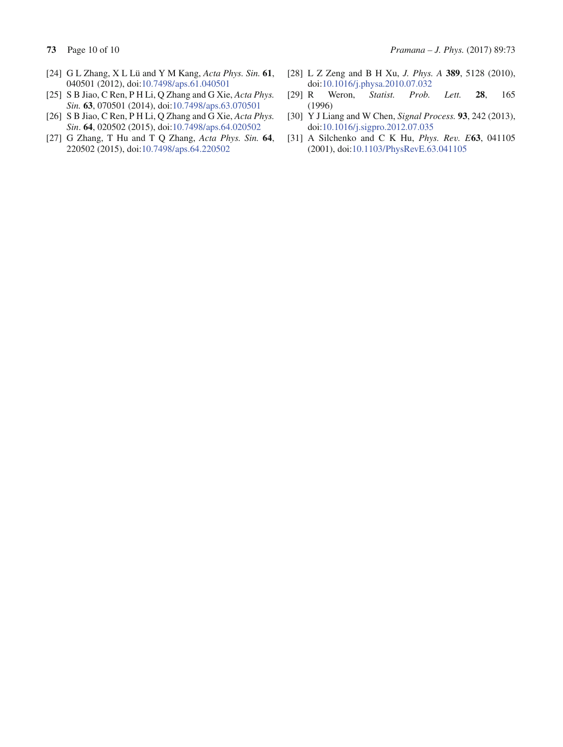[24] G L Zhang, X L Lü and Y M Kang, *Acta Phys. Sin.* **61**, 040501 (2012), doi:10.7498/aps.61.040501

[25] S B Jiao, C Ren, P H Li, Q Zhang and G Xie, *Acta Phys. Sin.* **63**, 070501 (2014), doi:10.7498/aps.63.070501

[26] S B Jiao, C Ren, P H Li, Q Zhang and G Xie, *Acta Phys. Sin*. **64**, 020502 (2015), doi:10.7498/aps.64.020502

[27] G Zhang, T Hu and T Q Zhang, *Acta Phys. Sin.* **64**, 220502 (2015), doi:10.7498/aps.64.220502

[28] L Z Zeng and B H Xu, *J. Phys. A* **389**, 5128 (2010), doi:10.1016/j.physa.2010.07.032

[29] R Weron, *Statist. Prob. Lett.* **28**, 165 (1996)

[30] Y J Liang and W Chen, *Signal Process.* **93**, 242 (2013), doi:10.1016/j.sigpro.2012.07.035

[31] A Silchenko and C K Hu, *Phys. Rev. E***63**, 041105 (2001), doi:10.1103/PhysRevE.63.041105